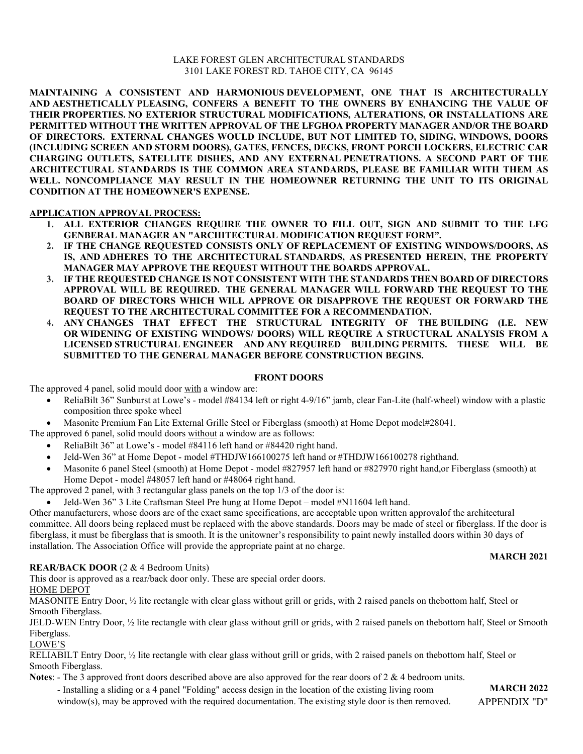LAKE FOREST GLEN ARCHITECTURAL STANDARDS
3101 LAKE FOREST RD. TAHOE CITY, CA 96145

**MAINTAINING A CONSISTENT AND HARMONIOUS DEVELOPMENT, ONE THAT IS ARCHITECTURALLY AND AESTHETICALLY PLEASING, CONFERS A BENEFIT TO THE OWNERS BY ENHANCING THE VALUE OF THEIR PROPERTIES. NO EXTERIOR STRUCTURAL MODIFICATIONS, ALTERATIONS, OR INSTALLATIONS ARE PERMITTED WITHOUT THE WRITTEN APPROVAL OF THE LFGHOA PROPERTY MANAGER AND/OR THE BOARD OF DIRECTORS. EXTERNAL CHANGES WOULD INCLUDE, BUT NOT LIMITED TO, SIDING, WINDOWS, DOORS (INCLUDING SCREEN AND STORM DOORS), GATES, FENCES, DECKS, FRONT PORCH LOCKERS, ELECTRIC CAR CHARGING OUTLETS, SATELLITE DISHES, AND ANY EXTERNAL PENETRATIONS. A SECOND PART OF THE ARCHITECTURAL STANDARDS IS THE COMMON AREA STANDARDS, PLEASE BE FAMILIAR WITH THEM AS WELL. NONCOMPLIANCE MAY RESULT IN THE HOMEOWNER RETURNING THE UNIT TO ITS ORIGINAL CONDITION AT THE HOMEOWNER'S EXPENSE.**

**APPLICATION APPROVAL PROCESS:**

1. **ALL EXTERIOR CHANGES REQUIRE THE OWNER TO FILL OUT, SIGN AND SUBMIT TO THE LFG GENBERAL MANAGER AN "ARCHITECTURAL MODIFICATION REQUEST FORM".**
2. **IF THE CHANGE REQUESTED CONSISTS ONLY OF REPLACEMENT OF EXISTING WINDOWS/DOORS, AS IS, AND ADHERES TO THE ARCHITECTURAL STANDARDS, AS PRESENTED HEREIN, THE PROPERTY MANAGER MAY APPROVE THE REQUEST WITHOUT THE BOARDS APPROVAL.**
3. **IF THE REQUESTED CHANGE IS NOT CONSISTENT WITH THE STANDARDS THEN BOARD OF DIRECTORS APPROVAL WILL BE REQUIRED. THE GENERAL MANAGER WILL FORWARD THE REQUEST TO THE BOARD OF DIRECTORS WHICH WILL APPROVE OR DISAPPROVE THE REQUEST OR FORWARD THE REQUEST TO THE ARCHITECTURAL COMMITTEE FOR A RECOMMENDATION.**
4. **ANY CHANGES THAT EFFECT THE STRUCTURAL INTEGRITY OF THE BUILDING (I.E. NEW OR WIDENING OF EXISTING WINDOWS/ DOORS) WILL REQUIRE A STRUCTURAL ANALYSIS FROM A LICENSED STRUCTURAL ENGINEER AND ANY REQUIRED BUILDING PERMITS. THESE WILL BE SUBMITTED TO THE GENERAL MANAGER BEFORE CONSTRUCTION BEGINS.**

## FRONT DOORS

The approved 4 panel, solid mould door with a window are:

- ReliaBilt 36" Sunburst at Lowe's - model #84134 left or right 4-9/16" jamb, clear Fan-Lite (half-wheel) window with a plastic composition three spoke wheel
- Masonite Premium Fan Lite External Grille Steel or Fiberglass (smooth) at Home Depot model#28041.

The approved 6 panel, solid mould doors without a window are as follows:

- ReliaBilt 36" at Lowe's - model #84116 left hand or #84420 right hand.
- Jeld-Wen 36" at Home Depot - model #THDJW166100275 left hand or #THDJW166100278 righthand.
- Masonite 6 panel Steel (smooth) at Home Depot - model #827957 left hand or #827970 right hand,or Fiberglass (smooth) at Home Depot - model #48057 left hand or #48064 right hand.

The approved 2 panel, with 3 rectangular glass panels on the top 1/3 of the door is:

- Jeld-Wen 36" 3 Lite Craftsman Steel Pre hung at Home Depot – model #N11604 left hand.

Other manufacturers, whose doors are of the exact same specifications, are acceptable upon written approvalof the architectural committee. All doors being replaced must be replaced with the above standards. Doors may be made of steel or fiberglass. If the door is fiberglass, it must be fiberglass that is smooth. It is the unitowner's responsibility to paint newly installed doors within 30 days of installation. The Association Office will provide the appropriate paint at no charge.

**MARCH 2021**

**REAR/BACK DOOR** (2 & 4 Bedroom Units)

This door is approved as a rear/back door only. These are special order doors.

HOME DEPOT

MASONITE Entry Door, ½ lite rectangle with clear glass without grill or grids, with 2 raised panels on thebottom half, Steel or Smooth Fiberglass.

JELD-WEN Entry Door, ½ lite rectangle with clear glass without grill or grids, with 2 raised panels on thebottom half, Steel or Smooth Fiberglass.

LOWE'S

RELIABILT Entry Door, ½ lite rectangle with clear glass without grill or grids, with 2 raised panels on thebottom half, Steel or Smooth Fiberglass.

**Notes**: - The 3 approved front doors described above are also approved for the rear doors of 2 & 4 bedroom units.

- Installing a sliding or a 4 panel "Folding" access design in the location of the existing living room window(s), may be approved with the required documentation. The existing style door is then removed.

**MARCH 2022**

APPENDIX "D"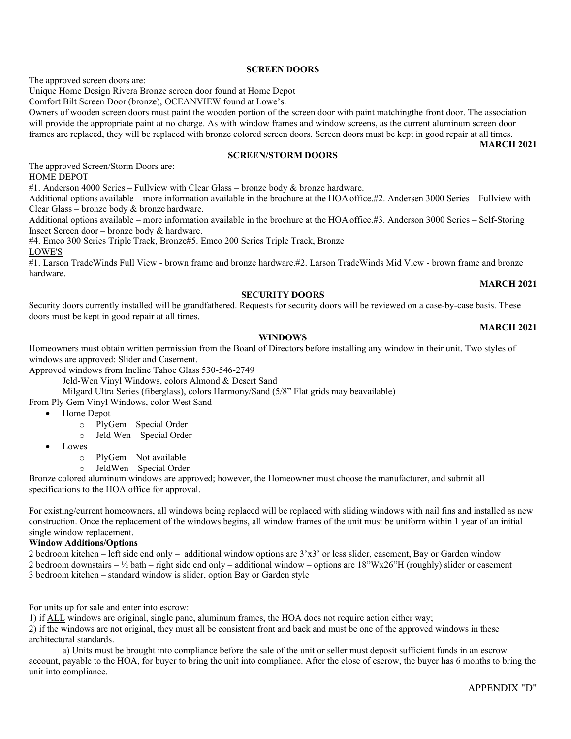## SCREEN DOORS

The approved screen doors are:

Unique Home Design Rivera Bronze screen door found at Home Depot

Comfort Bilt Screen Door (bronze), OCEANVIEW found at Lowe's.

Owners of wooden screen doors must paint the wooden portion of the screen door with paint matchingthe front door. The association will provide the appropriate paint at no charge. As with window frames and window screens, as the current aluminum screen door frames are replaced, they will be replaced with bronze colored screen doors. Screen doors must be kept in good repair at all times.

**MARCH 2021**

## SCREEN/STORM DOORS

The approved Screen/Storm Doors are:

<u>HOME DEPOT</u>

#1. Anderson 4000 Series – Fullview with Clear Glass – bronze body & bronze hardware.

Additional options available – more information available in the brochure at the HOA office.#2. Andersen 3000 Series – Fullview with Clear Glass – bronze body & bronze hardware.

Additional options available – more information available in the brochure at the HOA office.#3. Anderson 3000 Series – Self-Storing Insect Screen door – bronze body & hardware.

#4. Emco 300 Series Triple Track, Bronze#5. Emco 200 Series Triple Track, Bronze

<u>LOWE'S</u>

#1. Larson TradeWinds Full View - brown frame and bronze hardware.#2. Larson TradeWinds Mid View - brown frame and bronze hardware.

**MARCH 2021**

## SECURITY DOORS

Security doors currently installed will be grandfathered. Requests for security doors will be reviewed on a case-by-case basis. These doors must be kept in good repair at all times.

**MARCH 2021**

## WINDOWS

Homeowners must obtain written permission from the Board of Directors before installing any window in their unit. Two styles of windows are approved: Slider and Casement.

Approved windows from Incline Tahoe Glass 530-546-2749

Jeld-Wen Vinyl Windows, colors Almond & Desert Sand

Milgard Ultra Series (fiberglass), colors Harmony/Sand (5/8" Flat grids may beavailable)

From Ply Gem Vinyl Windows, color West Sand

- Home Depot
  - PlyGem – Special Order
  - Jeld Wen – Special Order
- Lowes
  - PlyGem – Not available
  - JeldWen – Special Order

Bronze colored aluminum windows are approved; however, the Homeowner must choose the manufacturer, and submit all specifications to the HOA office for approval.

For existing/current homeowners, all windows being replaced will be replaced with sliding windows with nail fins and installed as new construction. Once the replacement of the windows begins, all window frames of the unit must be uniform within 1 year of an initial single window replacement.

**Window Additions/Options**

2 bedroom kitchen – left side end only – additional window options are 3'x3' or less slider, casement, Bay or Garden window

2 bedroom downstairs – ½ bath – right side end only – additional window – options are 18"Wx26"H (roughly) slider or casement

3 bedroom kitchen – standard window is slider, option Bay or Garden style

For units up for sale and enter into escrow:

1) if <u>ALL</u> windows are original, single pane, aluminum frames, the HOA does not require action either way;

2) if the windows are not original, they must all be consistent front and back and must be one of the approved windows in these architectural standards.

a) Units must be brought into compliance before the sale of the unit or seller must deposit sufficient funds in an escrow account, payable to the HOA, for buyer to bring the unit into compliance. After the close of escrow, the buyer has 6 months to bring the unit into compliance.

APPENDIX "D"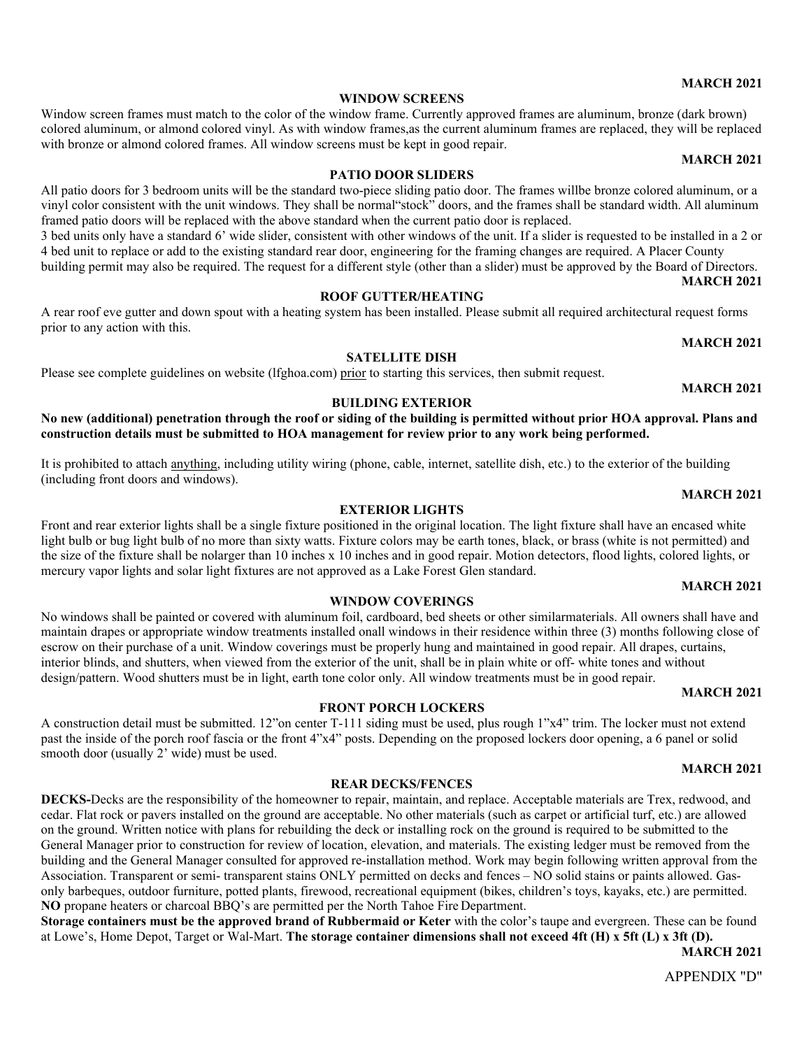**MARCH 2021**

## WINDOW SCREENS

Window screen frames must match to the color of the window frame. Currently approved frames are aluminum, bronze (dark brown) colored aluminum, or almond colored vinyl. As with window frames,as the current aluminum frames are replaced, they will be replaced with bronze or almond colored frames. All window screens must be kept in good repair.

**MARCH 2021**

## PATIO DOOR SLIDERS

All patio doors for 3 bedroom units will be the standard two-piece sliding patio door. The frames willbe bronze colored aluminum, or a vinyl color consistent with the unit windows. They shall be normal"stock" doors, and the frames shall be standard width. All aluminum framed patio doors will be replaced with the above standard when the current patio door is replaced.

3 bed units only have a standard 6' wide slider, consistent with other windows of the unit. If a slider is requested to be installed in a 2 or 4 bed unit to replace or add to the existing standard rear door, engineering for the framing changes are required. A Placer County building permit may also be required. The request for a different style (other than a slider) must be approved by the Board of Directors.

**MARCH 2021**

## ROOF GUTTER/HEATING

A rear roof eve gutter and down spout with a heating system has been installed. Please submit all required architectural request forms prior to any action with this.

**MARCH 2021**

## SATELLITE DISH

Please see complete guidelines on website (lfghoa.com) prior to starting this services, then submit request.

**MARCH 2021**

## BUILDING EXTERIOR

**No new (additional) penetration through the roof or siding of the building is permitted without prior HOA approval. Plans and construction details must be submitted to HOA management for review prior to any work being performed.**

It is prohibited to attach anything, including utility wiring (phone, cable, internet, satellite dish, etc.) to the exterior of the building (including front doors and windows).

**MARCH 2021**

## EXTERIOR LIGHTS

Front and rear exterior lights shall be a single fixture positioned in the original location. The light fixture shall have an encased white light bulb or bug light bulb of no more than sixty watts. Fixture colors may be earth tones, black, or brass (white is not permitted) and the size of the fixture shall be nolarger than 10 inches x 10 inches and in good repair. Motion detectors, flood lights, colored lights, or mercury vapor lights and solar light fixtures are not approved as a Lake Forest Glen standard.

**MARCH 2021**

## WINDOW COVERINGS

No windows shall be painted or covered with aluminum foil, cardboard, bed sheets or other similarmaterials. All owners shall have and maintain drapes or appropriate window treatments installed onall windows in their residence within three (3) months following close of escrow on their purchase of a unit. Window coverings must be properly hung and maintained in good repair. All drapes, curtains, interior blinds, and shutters, when viewed from the exterior of the unit, shall be in plain white or off- white tones and without design/pattern. Wood shutters must be in light, earth tone color only. All window treatments must be in good repair.

**MARCH 2021**

## FRONT PORCH LOCKERS

A construction detail must be submitted. 12"on center T-111 siding must be used, plus rough 1"x4" trim. The locker must not extend past the inside of the porch roof fascia or the front 4"x4" posts. Depending on the proposed lockers door opening, a 6 panel or solid smooth door (usually 2' wide) must be used.

**MARCH 2021**

## REAR DECKS/FENCES

**DECKS-**Decks are the responsibility of the homeowner to repair, maintain, and replace. Acceptable materials are Trex, redwood, and cedar. Flat rock or pavers installed on the ground are acceptable. No other materials (such as carpet or artificial turf, etc.) are allowed on the ground. Written notice with plans for rebuilding the deck or installing rock on the ground is required to be submitted to the General Manager prior to construction for review of location, elevation, and materials. The existing ledger must be removed from the building and the General Manager consulted for approved re-installation method. Work may begin following written approval from the Association. Transparent or semi- transparent stains ONLY permitted on decks and fences – NO solid stains or paints allowed. Gas-only barbeques, outdoor furniture, potted plants, firewood, recreational equipment (bikes, children's toys, kayaks, etc.) are permitted. **NO** propane heaters or charcoal BBQ's are permitted per the North Tahoe Fire Department.

**Storage containers must be the approved brand of Rubbermaid or Keter** with the color's taupe and evergreen. These can be found at Lowe's, Home Depot, Target or Wal-Mart. **The storage container dimensions shall not exceed 4ft (H) x 5ft (L) x 3ft (D).**

**MARCH 2021**

APPENDIX "D"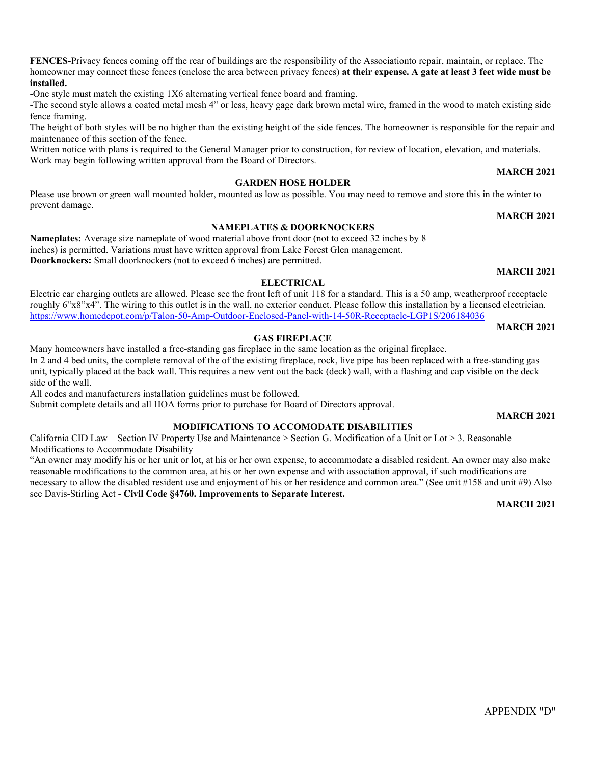**FENCES-**Privacy fences coming off the rear of buildings are the responsibility of the Associationto repair, maintain, or replace. The homeowner may connect these fences (enclose the area between privacy fences) **at their expense. A gate at least 3 feet wide must be installed.**

-One style must match the existing 1X6 alternating vertical fence board and framing.

-The second style allows a coated metal mesh 4" or less, heavy gage dark brown metal wire, framed in the wood to match existing side fence framing.

The height of both styles will be no higher than the existing height of the side fences. The homeowner is responsible for the repair and maintenance of this section of the fence.

Written notice with plans is required to the General Manager prior to construction, for review of location, elevation, and materials. Work may begin following written approval from the Board of Directors.

**MARCH 2021**

## GARDEN HOSE HOLDER

Please use brown or green wall mounted holder, mounted as low as possible. You may need to remove and store this in the winter to prevent damage.

**MARCH 2021**

## NAMEPLATES & DOORKNOCKERS

**Nameplates:** Average size nameplate of wood material above front door (not to exceed 32 inches by 8 inches) is permitted. Variations must have written approval from Lake Forest Glen management.

**Doorknockers:** Small doorknockers (not to exceed 6 inches) are permitted.

**MARCH 2021**

## ELECTRICAL

Electric car charging outlets are allowed. Please see the front left of unit 118 for a standard. This is a 50 amp, weatherproof receptacle roughly 6"x8"x4". The wiring to this outlet is in the wall, no exterior conduct. Please follow this installation by a licensed electrician.
https://www.homedepot.com/p/Talon-50-Amp-Outdoor-Enclosed-Panel-with-14-50R-Receptacle-LGP1S/206184036

**MARCH 2021**

## GAS FIREPLACE

Many homeowners have installed a free-standing gas fireplace in the same location as the original fireplace.

In 2 and 4 bed units, the complete removal of the of the existing fireplace, rock, live pipe has been replaced with a free-standing gas unit, typically placed at the back wall. This requires a new vent out the back (deck) wall, with a flashing and cap visible on the deck side of the wall.

All codes and manufacturers installation guidelines must be followed.

Submit complete details and all HOA forms prior to purchase for Board of Directors approval.

**MARCH 2021**

## MODIFICATIONS TO ACCOMODATE DISABILITIES

California CID Law – Section IV Property Use and Maintenance > Section G. Modification of a Unit or Lot > 3. Reasonable Modifications to Accommodate Disability

"An owner may modify his or her unit or lot, at his or her own expense, to accommodate a disabled resident. An owner may also make reasonable modifications to the common area, at his or her own expense and with association approval, if such modifications are necessary to allow the disabled resident use and enjoyment of his or her residence and common area." (See unit #158 and unit #9) Also see Davis-Stirling Act - **Civil Code §4760. Improvements to Separate Interest.**

**MARCH 2021**

APPENDIX "D"